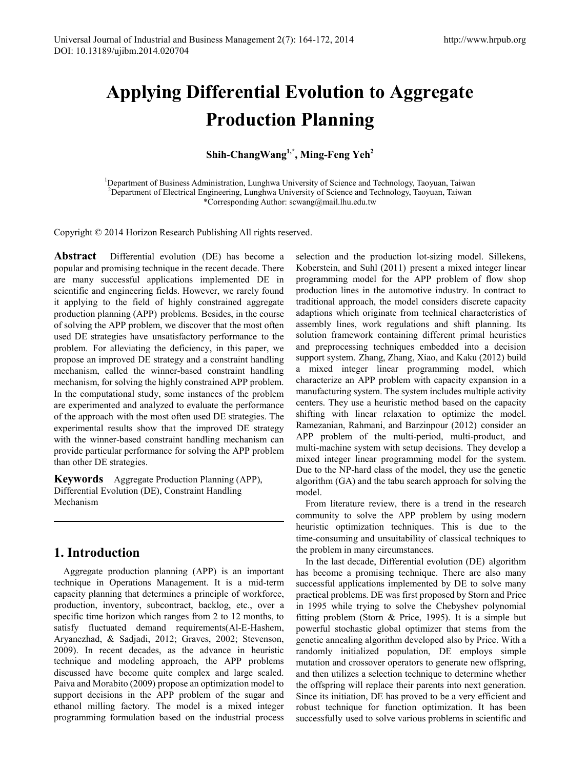# Applying Differential Evolution to Aggregate Production Planning

**Shih-ChangWang[1,*], Ming-Feng Yeh[2]**

[1]Department of Business Administration, Lunghwa University of Science and Technology, Taoyuan, Taiwan
[2]Department of Electrical Engineering, Lunghwa University of Science and Technology, Taoyuan, Taiwan
*Corresponding Author: scwang@mail.lhu.edu.tw

Copyright © 2014 Horizon Research Publishing All rights reserved.

**Abstract** Differential evolution (DE) has become a popular and promising technique in the recent decade. There are many successful applications implemented DE in scientific and engineering fields. However, we rarely found it applying to the field of highly constrained aggregate production planning (APP) problems. Besides, in the course of solving the APP problem, we discover that the most often used DE strategies have unsatisfactory performance to the problem. For alleviating the deficiency, in this paper, we propose an improved DE strategy and a constraint handling mechanism, called the winner-based constraint handling mechanism, for solving the highly constrained APP problem. In the computational study, some instances of the problem are experimented and analyzed to evaluate the performance of the approach with the most often used DE strategies. The experimental results show that the improved DE strategy with the winner-based constraint handling mechanism can provide particular performance for solving the APP problem than other DE strategies.

**Keywords** Aggregate Production Planning (APP), Differential Evolution (DE), Constraint Handling Mechanism

## 1. Introduction

Aggregate production planning (APP) is an important technique in Operations Management. It is a mid-term capacity planning that determines a principle of workforce, production, inventory, subcontract, backlog, etc., over a specific time horizon which ranges from 2 to 12 months, to satisfy fluctuated demand requirements(Al-E-Hashem, Aryanezhad, & Sadjadi, 2012; Graves, 2002; Stevenson, 2009). In recent decades, as the advance in heuristic technique and modeling approach, the APP problems discussed have become quite complex and large scaled. Paiva and Morabito (2009) propose an optimization model to support decisions in the APP problem of the sugar and ethanol milling factory. The model is a mixed integer programming formulation based on the industrial process selection and the production lot-sizing model. Sillekens, Koberstein, and Suhl (2011) present a mixed integer linear programming model for the APP problem of flow shop production lines in the automotive industry. In contract to traditional approach, the model considers discrete capacity adaptions which originate from technical characteristics of assembly lines, work regulations and shift planning. Its solution framework containing different primal heuristics and preprocessing techniques embedded into a decision support system. Zhang, Zhang, Xiao, and Kaku (2012) build a mixed integer linear programming model, which characterize an APP problem with capacity expansion in a manufacturing system. The system includes multiple activity centers. They use a heuristic method based on the capacity shifting with linear relaxation to optimize the model. Ramezanian, Rahmani, and Barzinpour (2012) consider an APP problem of the multi-period, multi-product, and multi-machine system with setup decisions. They develop a mixed integer linear programming model for the system. Due to the NP-hard class of the model, they use the genetic algorithm (GA) and the tabu search approach for solving the model.

From literature review, there is a trend in the research community to solve the APP problem by using modern heuristic optimization techniques. This is due to the time-consuming and unsuitability of classical techniques to the problem in many circumstances.

In the last decade, Differential evolution (DE) algorithm has become a promising technique. There are also many successful applications implemented by DE to solve many practical problems. DE was first proposed by Storn and Price in 1995 while trying to solve the Chebyshev polynomial fitting problem (Storn & Price, 1995). It is a simple but powerful stochastic global optimizer that stems from the genetic annealing algorithm developed also by Price. With a randomly initialized population, DE employs simple mutation and crossover operators to generate new offspring, and then utilizes a selection technique to determine whether the offspring will replace their parents into next generation. Since its initiation, DE has proved to be a very efficient and robust technique for function optimization. It has been successfully used to solve various problems in scientific and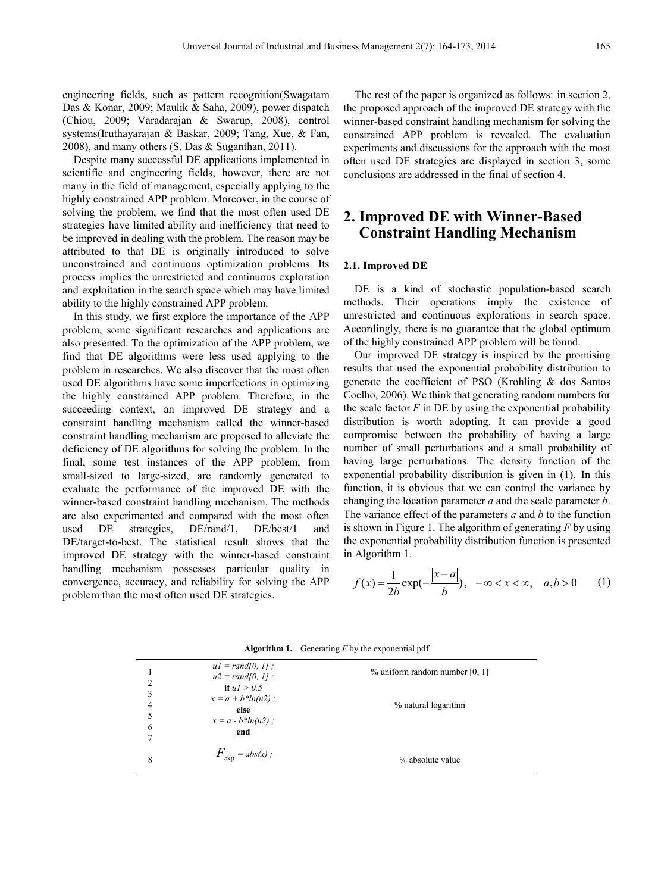engineering fields, such as pattern recognition(Swagatam Das & Konar, 2009; Maulik & Saha, 2009), power dispatch (Chiou, 2009; Varadarajan & Swarup, 2008), control systems(Iruthayarajan & Baskar, 2009; Tang, Xue, & Fan, 2008), and many others (S. Das & Suganthan, 2011).

Despite many successful DE applications implemented in scientific and engineering fields, however, there are not many in the field of management, especially applying to the highly constrained APP problem. Moreover, in the course of solving the problem, we find that the most often used DE strategies have limited ability and inefficiency that need to be improved in dealing with the problem. The reason may be attributed to that DE is originally introduced to solve unconstrained and continuous optimization problems. Its process implies the unrestricted and continuous exploration and exploitation in the search space which may have limited ability to the highly constrained APP problem.

In this study, we first explore the importance of the APP problem, some significant researches and applications are also presented. To the optimization of the APP problem, we find that DE algorithms were less used applying to the problem in researches. We also discover that the most often used DE algorithms have some imperfections in optimizing the highly constrained APP problem. Therefore, in the succeeding context, an improved DE strategy and a constraint handling mechanism called the winner-based constraint handling mechanism are proposed to alleviate the deficiency of DE algorithms for solving the problem. In the final, some test instances of the APP problem, from small-sized to large-sized, are randomly generated to evaluate the performance of the improved DE with the winner-based constraint handling mechanism. The methods are also experimented and compared with the most often used DE strategies, DE/rand/1, DE/best/1 and DE/target-to-best. The statistical result shows that the improved DE strategy with the winner-based constraint handling mechanism possesses particular quality in convergence, accuracy, and reliability for solving the APP problem than the most often used DE strategies.

The rest of the paper is organized as follows: in section 2, the proposed approach of the improved DE strategy with the winner-based constraint handling mechanism for solving the constrained APP problem is revealed. The evaluation experiments and discussions for the approach with the most often used DE strategies are displayed in section 3, some conclusions are addressed in the final of section 4.

## 2. Improved DE with Winner-Based Constraint Handling Mechanism

### 2.1. Improved DE

DE is a kind of stochastic population-based search methods. Their operations imply the existence of unrestricted and continuous explorations in search space. Accordingly, there is no guarantee that the global optimum of the highly constrained APP problem will be found.

Our improved DE strategy is inspired by the promising results that used the exponential probability distribution to generate the coefficient of PSO (Krohling & dos Santos Coelho, 2006). We think that generating random numbers for the scale factor $F$ in DE by using the exponential probability distribution is worth adopting. It can provide a good compromise between the probability of having a large number of small perturbations and a small probability of having large perturbations. The density function of the exponential probability distribution is given in (1). In this function, it is obvious that we can control the variance by changing the location parameter $a$ and the scale parameter $b$. The variance effect of the parameters $a$ and $b$ to the function is shown in Figure 1. The algorithm of generating $F$ by using the exponential probability distribution function is presented in Algorithm 1.

$$f(x) = \frac{1}{2b}\exp\left(-\frac{|x-a|}{b}\right), \quad -\infty < x < \infty, \quad a, b > 0 \qquad (1)$$

**Algorithm 1.** Generating $F$ by the exponential pdf

```
1   u1 = rand[0, 1] ;            % uniform random number [0, 1]
2   u2 = rand[0, 1] ;
3   if u1 > 0.5
4       x = a + b*ln(u2) ;       % natural logarithm
5   else
6       x = a - b*ln(u2) ;
7   end
8   F_exp = abs(x) ;             % absolute value
```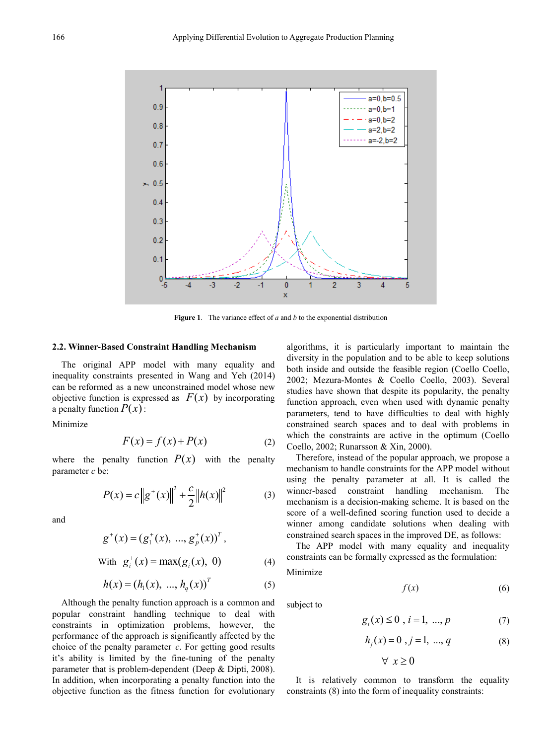1
0.9
0.8
0.7
0.6
0.5
0.4
0.3
0.2
0.1
0
y
-5 -4 -3 -2 -1 0 1 2 3 4 5
x
a=0,b=0.5
a=0,b=1
a=0,b=2
a=2,b=2
a=-2,b=2

**Figure 1**. The variance effect of *a* and *b* to the exponential distribution

### 2.2. Winner-Based Constraint Handling Mechanism

The original APP model with many equality and inequality constraints presented in Wang and Yeh (2014) can be reformed as a new unconstrained model whose new objective function is expressed as $F(x)$ by incorporating a penalty function $P(x)$:

Minimize

$$F(x) = f(x) + P(x) \quad (2)$$

where the penalty function $P(x)$ with the penalty parameter *c* be:

$$P(x) = c\left\|g^{+}(x)\right\|^{2} + \frac{c}{2}\left\|h(x)\right\|^{2} \quad (3)$$

and

$$g^{+}(x) = (g_1^{+}(x),\ ...,\ g_p^{+}(x))^T,$$

$$\text{With } g_i^{+}(x) = \max(g_i(x),\ 0) \quad (4)$$

$$h(x) = (h_1(x),\ ...,\ h_q(x))^T \quad (5)$$

Although the penalty function approach is a common and popular constraint handling technique to deal with constraints in optimization problems, however, the performance of the approach is significantly affected by the choice of the penalty parameter *c*. For getting good results it's ability is limited by the fine-tuning of the penalty parameter that is problem-dependent (Deep & Dipti, 2008). In addition, when incorporating a penalty function into the objective function as the fitness function for evolutionary algorithms, it is particularly important to maintain the diversity in the population and to be able to keep solutions both inside and outside the feasible region (Coello Coello, 2002; Mezura-Montes & Coello Coello, 2003). Several studies have shown that despite its popularity, the penalty function approach, even when used with dynamic penalty parameters, tend to have difficulties to deal with highly constrained search spaces and to deal with problems in which the constraints are active in the optimum (Coello Coello, 2002; Runarsson & Xin, 2000).

Therefore, instead of the popular approach, we propose a mechanism to handle constraints for the APP model without using the penalty parameter at all. It is called the winner-based constraint handling mechanism. The mechanism is a decision-making scheme. It is based on the score of a well-defined scoring function used to decide a winner among candidate solutions when dealing with constrained search spaces in the improved DE, as follows:

The APP model with many equality and inequality constraints can be formally expressed as the formulation:

Minimize

$$f(x) \quad (6)$$

subject to

$$g_i(x) \le 0,\ i = 1,\ ...,\ p \quad (7)$$

$$h_j(x) = 0,\ j = 1,\ ...,\ q \quad (8)$$

$$\forall\ x \ge 0$$

It is relatively common to transform the equality constraints (8) into the form of inequality constraints: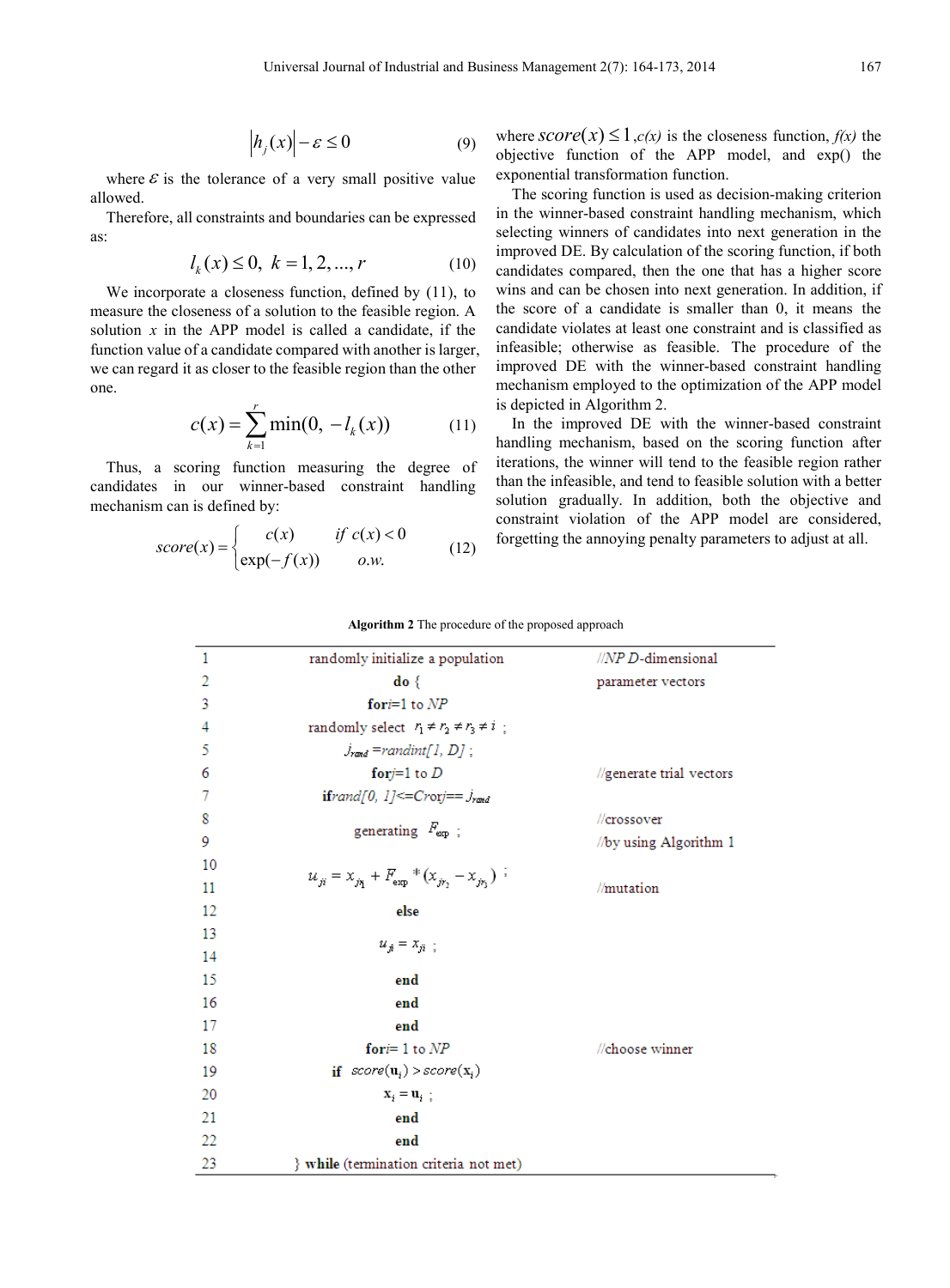$$|h_j(x)| - \varepsilon \le 0 \tag{9}$$

where $\varepsilon$ is the tolerance of a very small positive value allowed.

Therefore, all constraints and boundaries can be expressed as:

$$l_k(x) \le 0,\ k = 1, 2, ..., r \tag{10}$$

We incorporate a closeness function, defined by (11), to measure the closeness of a solution to the feasible region. A solution $x$ in the APP model is called a candidate, if the function value of a candidate compared with another is larger, we can regard it as closer to the feasible region than the other one.

$$c(x) = \sum_{k=1}^{r} \min(0, -l_k(x)) \tag{11}$$

Thus, a scoring function measuring the degree of candidates in our winner-based constraint handling mechanism can is defined by:

$$score(x) = \begin{cases} c(x) & if\ c(x) < 0 \\ \exp(-f(x)) & o.w. \end{cases} \tag{12}$$

where $score(x) \le 1$, $c(x)$ is the closeness function, $f(x)$ the objective function of the APP model, and exp() the exponential transformation function.

The scoring function is used as decision-making criterion in the winner-based constraint handling mechanism, which selecting winners of candidates into next generation in the improved DE. By calculation of the scoring function, if both candidates compared, then the one that has a higher score wins and can be chosen into next generation. In addition, if the score of a candidate is smaller than 0, it means the candidate violates at least one constraint and is classified as infeasible; otherwise as feasible. The procedure of the improved DE with the winner-based constraint handling mechanism employed to the optimization of the APP model is depicted in Algorithm 2.

In the improved DE with the winner-based constraint handling mechanism, based on the scoring function after iterations, the winner will tend to the feasible region rather than the infeasible, and tend to feasible solution with a better solution gradually. In addition, both the objective and constraint violation of the APP model are considered, forgetting the annoying penalty parameters to adjust at all.

**Algorithm 2** The procedure of the proposed approach

```
1   randomly initialize a population                  //NP D-dimensional
2   do {                                              parameter vectors
3   for i=1 to NP
4   randomly select r1 ≠ r2 ≠ r3 ≠ i ;
5   j_rand = randint[1, D] ;
6   for j=1 to D                                      //generate trial vectors
7   if rand[0, 1]<=Cr or j== j_rand
8                                                     //crossover
9   generating F_exp ;                                //by using Algorithm 1
10
11  u_ji = x_jr1 + F_exp *(x_jr2 - x_jr3) ;           //mutation
12  else
13
14  u_ji = x_ji ;
15  end
16  end
17  end
18  for i= 1 to NP                                    //choose winner
19  if score(u_i) > score(x_i)
20  x_i = u_i ;
21  end
22  end
23  } while (termination criteria not met)
```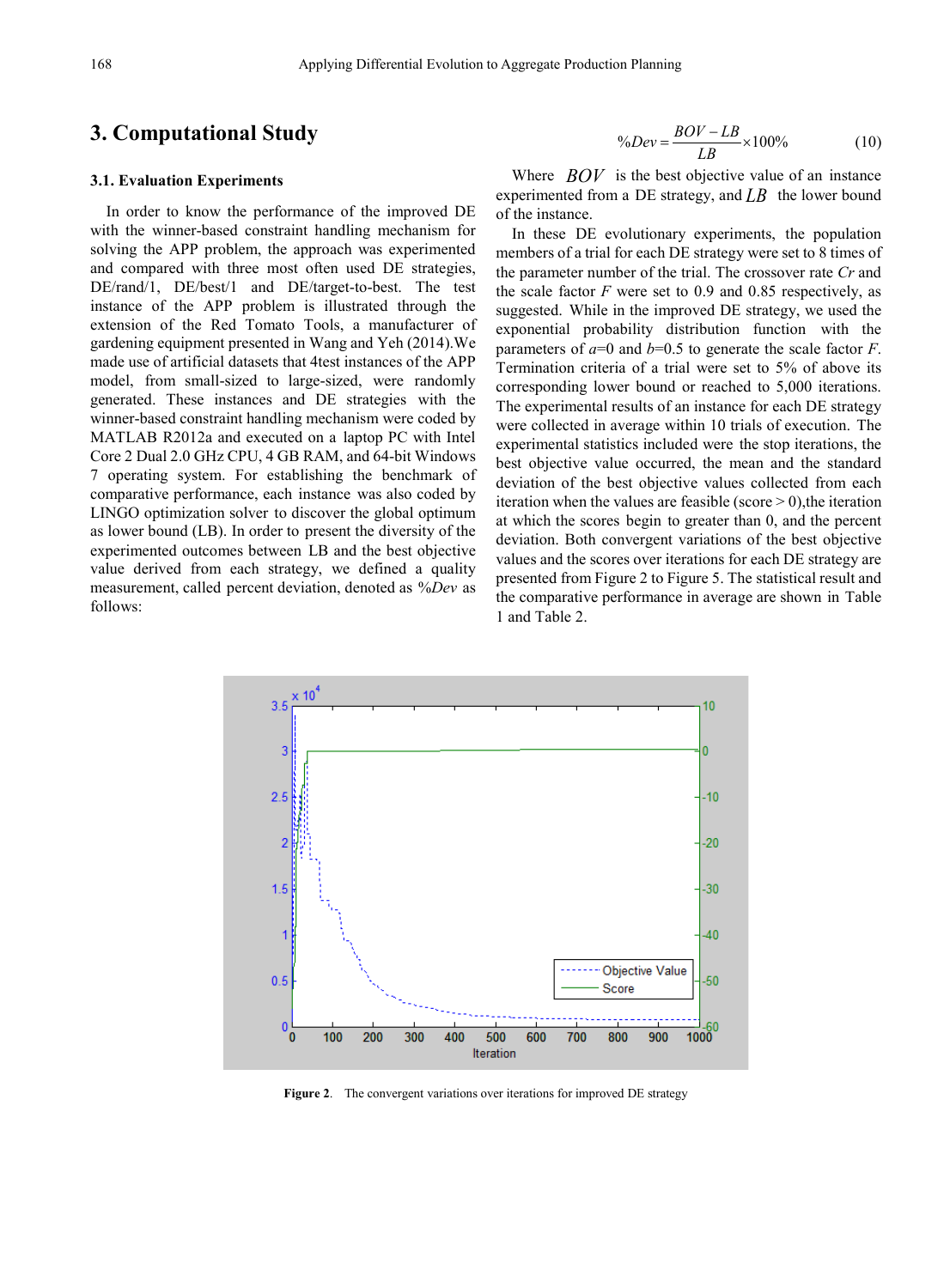## 3. Computational Study

### 3.1. Evaluation Experiments

In order to know the performance of the improved DE with the winner-based constraint handling mechanism for solving the APP problem, the approach was experimented and compared with three most often used DE strategies, DE/rand/1, DE/best/1 and DE/target-to-best. The test instance of the APP problem is illustrated through the extension of the Red Tomato Tools, a manufacturer of gardening equipment presented in Wang and Yeh (2014).We made use of artificial datasets that 4test instances of the APP model, from small-sized to large-sized, were randomly generated. These instances and DE strategies with the winner-based constraint handling mechanism were coded by MATLAB R2012a and executed on a laptop PC with Intel Core 2 Dual 2.0 GHz CPU, 4 GB RAM, and 64-bit Windows 7 operating system. For establishing the benchmark of comparative performance, each instance was also coded by LINGO optimization solver to discover the global optimum as lower bound (LB). In order to present the diversity of the experimented outcomes between LB and the best objective value derived from each strategy, we defined a quality measurement, called percent deviation, denoted as *%Dev* as follows:

$$\%Dev = \frac{BOV - LB}{LB} \times 100\% \tag{10}$$

Where $BOV$ is the best objective value of an instance experimented from a DE strategy, and $LB$ the lower bound of the instance.

In these DE evolutionary experiments, the population members of a trial for each DE strategy were set to 8 times of the parameter number of the trial. The crossover rate $Cr$ and the scale factor $F$ were set to 0.9 and 0.85 respectively, as suggested. While in the improved DE strategy, we used the exponential probability distribution function with the parameters of $a$=0 and $b$=0.5 to generate the scale factor $F$. Termination criteria of a trial were set to 5% of above its corresponding lower bound or reached to 5,000 iterations. The experimental results of an instance for each DE strategy were collected in average within 10 trials of execution. The experimental statistics included were the stop iterations, the best objective value occurred, the mean and the standard deviation of the best objective values collected from each iteration when the values are feasible (score > 0),the iteration at which the scores begin to greater than 0, and the percent deviation. Both convergent variations of the best objective values and the scores over iterations for each DE strategy are presented from Figure 2 to Figure 5. The statistical result and the comparative performance in average are shown in Table 1 and Table 2.

x 10^4
3.5
3
2.5
2
1.5
1
0.5
0
0 100 200 300 400 500 600 700 800 900 1000
Iteration
10
0
-10
-20
-30
-40
-50
-60
Objective Value
Score

**Figure 2**. The convergent variations over iterations for improved DE strategy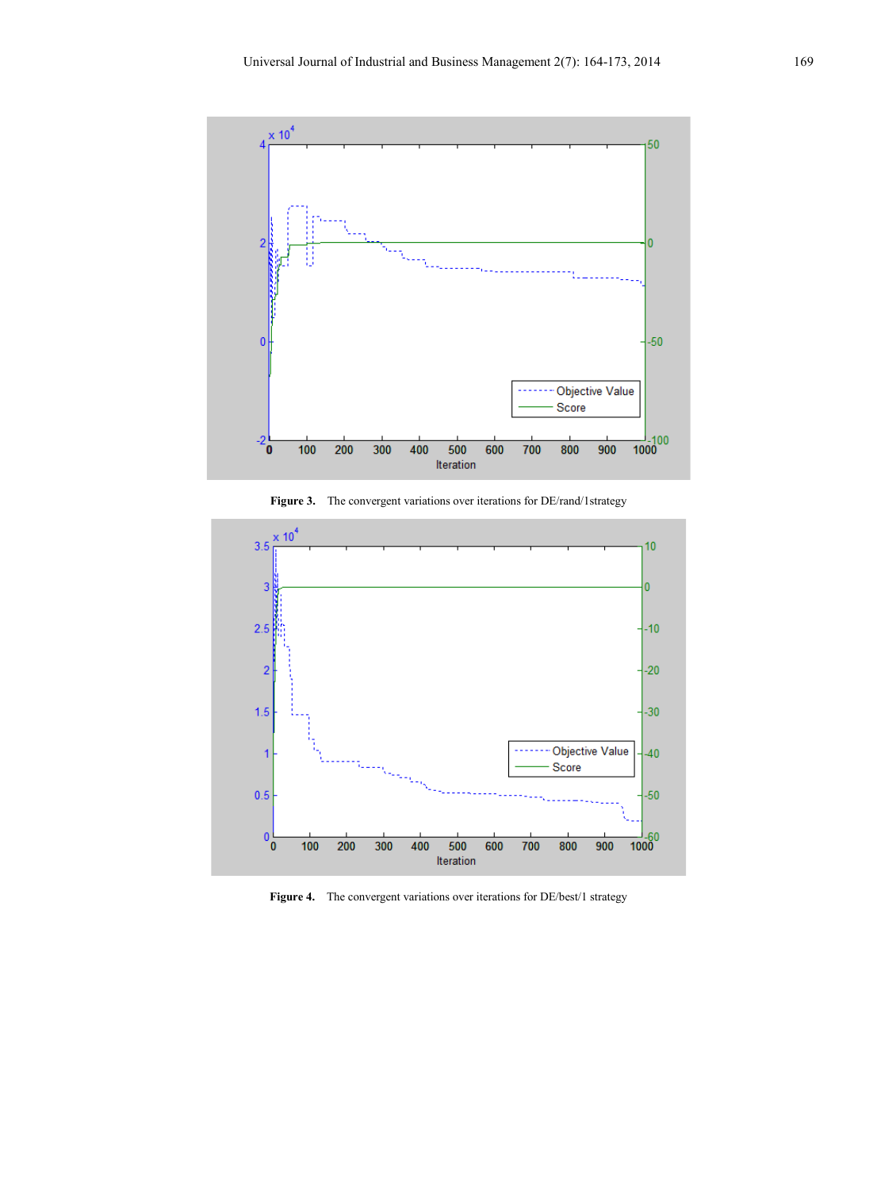x 10^4

4

2

0

-2

50

0

-50

-100

0 100 200 300 400 500 600 700 800 900 1000

Iteration

Objective Value

Score

**Figure 3.** The convergent variations over iterations for DE/rand/1strategy

x 10^4

3.5

3

2.5

2

1.5

1

0.5

0

10

0

-10

-20

-30

-40

-50

-60

0 100 200 300 400 500 600 700 800 900 1000

Iteration

Objective Value

Score

**Figure 4.** The convergent variations over iterations for DE/best/1 strategy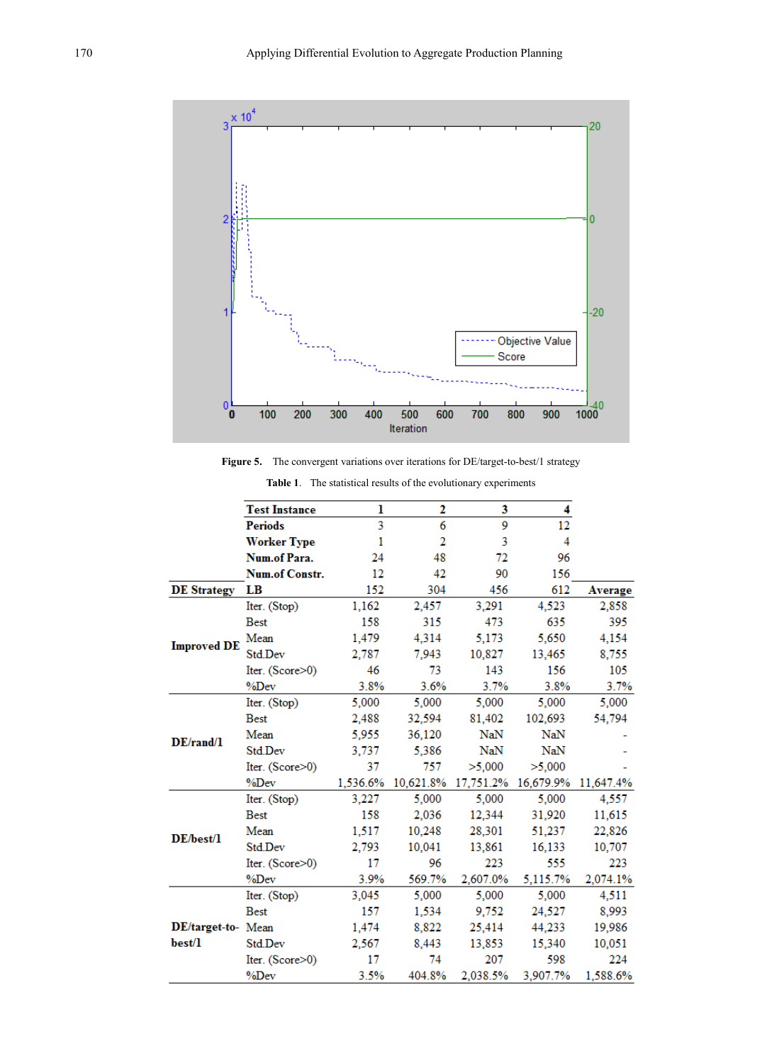x 10^4

3

2

1

0

20

0

-20

-40

0 100 200 300 400 500 600 700 800 900 1000

Iteration

Objective Value

Score

**Figure 5.** The convergent variations over iterations for DE/target-to-best/1 strategy

**Table 1.** The statistical results of the evolutionary experiments

| | **Test Instance** | **1** | **2** | **3** | **4** | |
|---|---|---|---|---|---|---|
| | **Periods** | 3 | 6 | 9 | 12 | |
| | **Worker Type** | 1 | 2 | 3 | 4 | |
| | **Num.of Para.** | 24 | 48 | 72 | 96 | |
| | **Num.of Constr.** | 12 | 42 | 90 | 156 | |
| **DE Strategy** | **LB** | 152 | 304 | 456 | 612 | **Average** |
| **Improved DE** | Iter. (Stop) | 1,162 | 2,457 | 3,291 | 4,523 | 2,858 |
| | Best | 158 | 315 | 473 | 635 | 395 |
| | Mean | 1,479 | 4,314 | 5,173 | 5,650 | 4,154 |
| | Std.Dev | 2,787 | 7,943 | 10,827 | 13,465 | 8,755 |
| | Iter. (Score>0) | 46 | 73 | 143 | 156 | 105 |
| | %Dev | 3.8% | 3.6% | 3.7% | 3.8% | 3.7% |
| **DE/rand/1** | Iter. (Stop) | 5,000 | 5,000 | 5,000 | 5,000 | 5,000 |
| | Best | 2,488 | 32,594 | 81,402 | 102,693 | 54,794 |
| | Mean | 5,955 | 36,120 | NaN | NaN | - |
| | Std.Dev | 3,737 | 5,386 | NaN | NaN | - |
| | Iter. (Score>0) | 37 | 757 | >5,000 | >5,000 | - |
| | %Dev | 1,536.6% | 10,621.8% | 17,751.2% | 16,679.9% | 11,647.4% |
| **DE/best/1** | Iter. (Stop) | 3,227 | 5,000 | 5,000 | 5,000 | 4,557 |
| | Best | 158 | 2,036 | 12,344 | 31,920 | 11,615 |
| | Mean | 1,517 | 10,248 | 28,301 | 51,237 | 22,826 |
| | Std.Dev | 2,793 | 10,041 | 13,861 | 16,133 | 10,707 |
| | Iter. (Score>0) | 17 | 96 | 223 | 555 | 223 |
| | %Dev | 3.9% | 569.7% | 2,607.0% | 5,115.7% | 2,074.1% |
| **DE/target-to-best/1** | Iter. (Stop) | 3,045 | 5,000 | 5,000 | 5,000 | 4,511 |
| | Best | 157 | 1,534 | 9,752 | 24,527 | 8,993 |
| | Mean | 1,474 | 8,822 | 25,414 | 44,233 | 19,986 |
| | Std.Dev | 2,567 | 8,443 | 13,853 | 15,340 | 10,051 |
| | Iter. (Score>0) | 17 | 74 | 207 | 598 | 224 |
| | %Dev | 3.5% | 404.8% | 2,038.5% | 3,907.7% | 1,588.6% |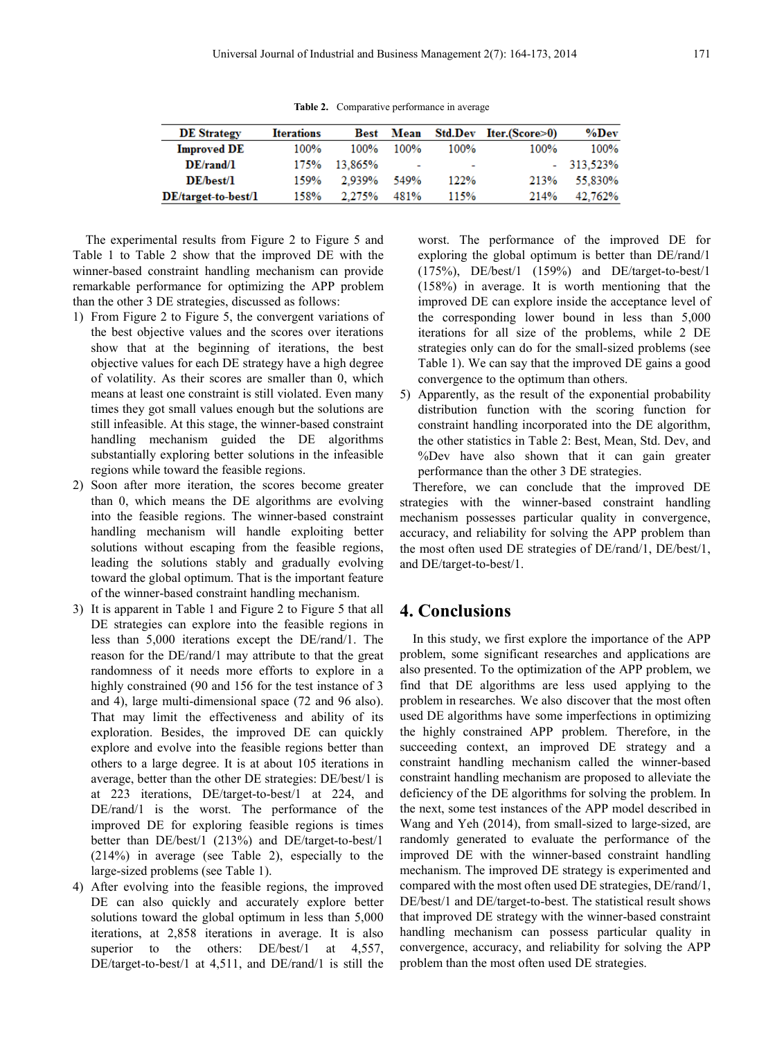**Table 2.** Comparative performance in average

| DE Strategy | Iterations | Best | Mean | Std.Dev | Iter.(Score>0) | %Dev |
|---|---|---|---|---|---|---|
| Improved DE | 100% | 100% | 100% | 100% | 100% | 100% |
| DE/rand/1 | 175% | 13,865% | - | - | - | 313,523% |
| DE/best/1 | 159% | 2,939% | 549% | 122% | 213% | 55,830% |
| DE/target-to-best/1 | 158% | 2,275% | 481% | 115% | 214% | 42,762% |

The experimental results from Figure 2 to Figure 5 and Table 1 to Table 2 show that the improved DE with the winner-based constraint handling mechanism can provide remarkable performance for optimizing the APP problem than the other 3 DE strategies, discussed as follows:

1) From Figure 2 to Figure 5, the convergent variations of the best objective values and the scores over iterations show that at the beginning of iterations, the best objective values for each DE strategy have a high degree of volatility. As their scores are smaller than 0, which means at least one constraint is still violated. Even many times they got small values enough but the solutions are still infeasible. At this stage, the winner-based constraint handling mechanism guided the DE algorithms substantially exploring better solutions in the infeasible regions while toward the feasible regions.
2) Soon after more iteration, the scores become greater than 0, which means the DE algorithms are evolving into the feasible regions. The winner-based constraint handling mechanism will handle exploiting better solutions without escaping from the feasible regions, leading the solutions stably and gradually evolving toward the global optimum. That is the important feature of the winner-based constraint handling mechanism.
3) It is apparent in Table 1 and Figure 2 to Figure 5 that all DE strategies can explore into the feasible regions in less than 5,000 iterations except the DE/rand/1. The reason for the DE/rand/1 may attribute to that the great randomness of it needs more efforts to explore in a highly constrained (90 and 156 for the test instance of 3 and 4), large multi-dimensional space (72 and 96 also). That may limit the effectiveness and ability of its exploration. Besides, the improved DE can quickly explore and evolve into the feasible regions better than others to a large degree. It is at about 105 iterations in average, better than the other DE strategies: DE/best/1 is at 223 iterations, DE/target-to-best/1 at 224, and DE/rand/1 is the worst. The performance of the improved DE for exploring feasible regions is times better than DE/best/1 (213%) and DE/target-to-best/1 (214%) in average (see Table 2), especially to the large-sized problems (see Table 1).
4) After evolving into the feasible regions, the improved DE can also quickly and accurately explore better solutions toward the global optimum in less than 5,000 iterations, at 2,858 iterations in average. It is also superior to the others: DE/best/1 at 4,557, DE/target-to-best/1 at 4,511, and DE/rand/1 is still the worst. The performance of the improved DE for exploring the global optimum is better than DE/rand/1 (175%), DE/best/1 (159%) and DE/target-to-best/1 (158%) in average. It is worth mentioning that the improved DE can explore inside the acceptance level of the corresponding lower bound in less than 5,000 iterations for all size of the problems, while 2 DE strategies only can do for the small-sized problems (see Table 1). We can say that the improved DE gains a good convergence to the optimum than others.
5) Apparently, as the result of the exponential probability distribution function with the scoring function for constraint handling incorporated into the DE algorithm, the other statistics in Table 2: Best, Mean, Std. Dev, and %Dev have also shown that it can gain greater performance than the other 3 DE strategies.

Therefore, we can conclude that the improved DE strategies with the winner-based constraint handling mechanism possesses particular quality in convergence, accuracy, and reliability for solving the APP problem than the most often used DE strategies of DE/rand/1, DE/best/1, and DE/target-to-best/1.

# 4. Conclusions

In this study, we first explore the importance of the APP problem, some significant researches and applications are also presented. To the optimization of the APP problem, we find that DE algorithms are less used applying to the problem in researches. We also discover that the most often used DE algorithms have some imperfections in optimizing the highly constrained APP problem. Therefore, in the succeeding context, an improved DE strategy and a constraint handling mechanism called the winner-based constraint handling mechanism are proposed to alleviate the deficiency of the DE algorithms for solving the problem. In the next, some test instances of the APP model described in Wang and Yeh (2014), from small-sized to large-sized, are randomly generated to evaluate the performance of the improved DE with the winner-based constraint handling mechanism. The improved DE strategy is experimented and compared with the most often used DE strategies, DE/rand/1, DE/best/1 and DE/target-to-best. The statistical result shows that improved DE strategy with the winner-based constraint handling mechanism can possess particular quality in convergence, accuracy, and reliability for solving the APP problem than the most often used DE strategies.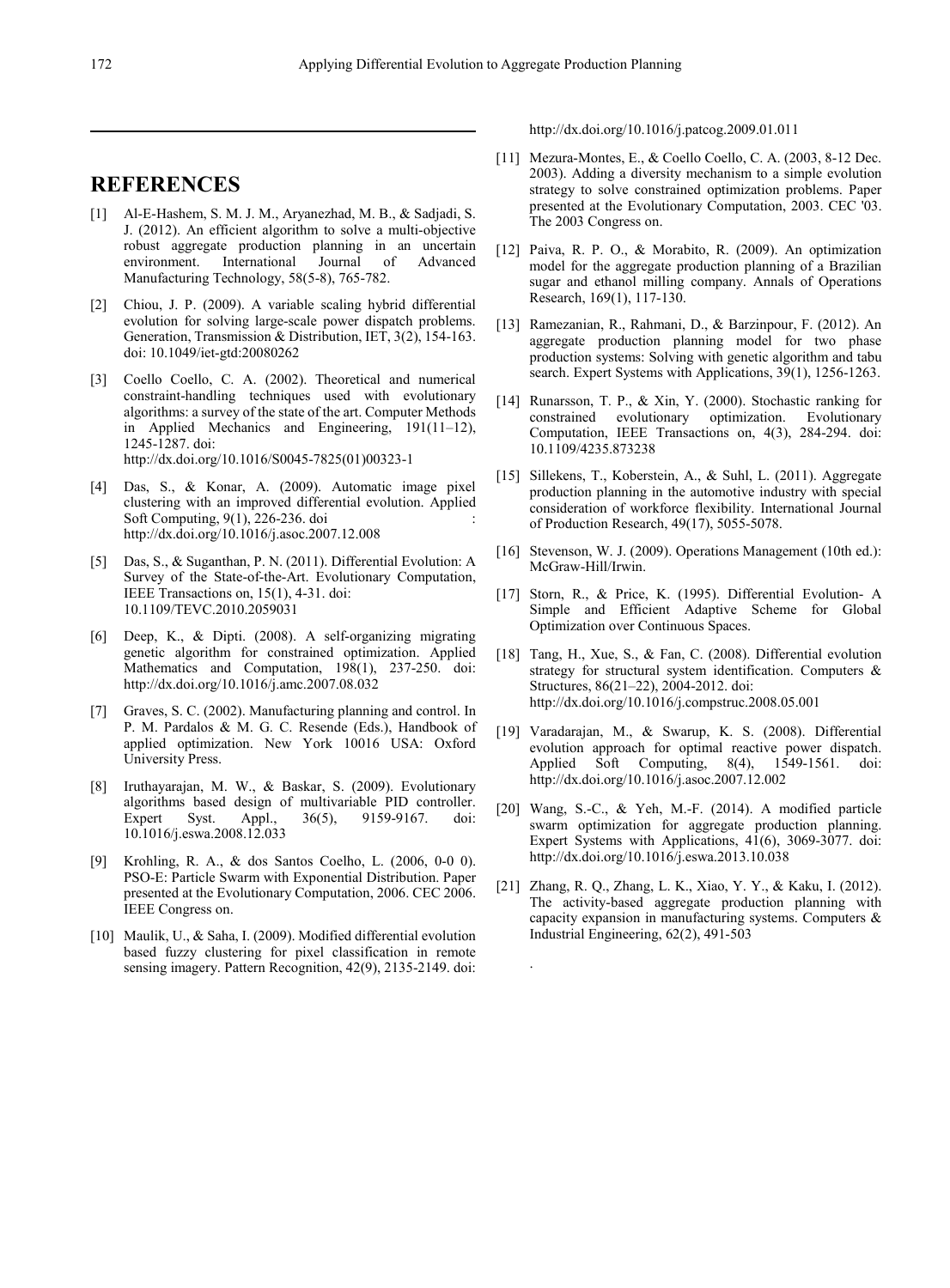## REFERENCES

[1] Al-E-Hashem, S. M. J. M., Aryanezhad, M. B., & Sadjadi, S. J. (2012). An efficient algorithm to solve a multi-objective robust aggregate production planning in an uncertain environment. International Journal of Advanced Manufacturing Technology, 58(5-8), 765-782.

[2] Chiou, J. P. (2009). A variable scaling hybrid differential evolution for solving large-scale power dispatch problems. Generation, Transmission & Distribution, IET, 3(2), 154-163. doi: 10.1049/iet-gtd:20080262

[3] Coello Coello, C. A. (2002). Theoretical and numerical constraint-handling techniques used with evolutionary algorithms: a survey of the state of the art. Computer Methods in Applied Mechanics and Engineering, 191(11–12), 1245-1287. doi: http://dx.doi.org/10.1016/S0045-7825(01)00323-1

[4] Das, S., & Konar, A. (2009). Automatic image pixel clustering with an improved differential evolution. Applied Soft Computing, 9(1), 226-236. doi : http://dx.doi.org/10.1016/j.asoc.2007.12.008

[5] Das, S., & Suganthan, P. N. (2011). Differential Evolution: A Survey of the State-of-the-Art. Evolutionary Computation, IEEE Transactions on, 15(1), 4-31. doi: 10.1109/TEVC.2010.2059031

[6] Deep, K., & Dipti. (2008). A self-organizing migrating genetic algorithm for constrained optimization. Applied Mathematics and Computation, 198(1), 237-250. doi: http://dx.doi.org/10.1016/j.amc.2007.08.032

[7] Graves, S. C. (2002). Manufacturing planning and control. In P. M. Pardalos & M. G. C. Resende (Eds.), Handbook of applied optimization. New York 10016 USA: Oxford University Press.

[8] Iruthayarajan, M. W., & Baskar, S. (2009). Evolutionary algorithms based design of multivariable PID controller. Expert Syst. Appl., 36(5), 9159-9167. doi: 10.1016/j.eswa.2008.12.033

[9] Krohling, R. A., & dos Santos Coelho, L. (2006, 0-0 0). PSO-E: Particle Swarm with Exponential Distribution. Paper presented at the Evolutionary Computation, 2006. CEC 2006. IEEE Congress on.

[10] Maulik, U., & Saha, I. (2009). Modified differential evolution based fuzzy clustering for pixel classification in remote sensing imagery. Pattern Recognition, 42(9), 2135-2149. doi: http://dx.doi.org/10.1016/j.patcog.2009.01.011

[11] Mezura-Montes, E., & Coello Coello, C. A. (2003, 8-12 Dec. 2003). Adding a diversity mechanism to a simple evolution strategy to solve constrained optimization problems. Paper presented at the Evolutionary Computation, 2003. CEC '03. The 2003 Congress on.

[12] Paiva, R. P. O., & Morabito, R. (2009). An optimization model for the aggregate production planning of a Brazilian sugar and ethanol milling company. Annals of Operations Research, 169(1), 117-130.

[13] Ramezanian, R., Rahmani, D., & Barzinpour, F. (2012). An aggregate production planning model for two phase production systems: Solving with genetic algorithm and tabu search. Expert Systems with Applications, 39(1), 1256-1263.

[14] Runarsson, T. P., & Xin, Y. (2000). Stochastic ranking for constrained evolutionary optimization. Evolutionary Computation, IEEE Transactions on, 4(3), 284-294. doi: 10.1109/4235.873238

[15] Sillekens, T., Koberstein, A., & Suhl, L. (2011). Aggregate production planning in the automotive industry with special consideration of workforce flexibility. International Journal of Production Research, 49(17), 5055-5078.

[16] Stevenson, W. J. (2009). Operations Management (10th ed.): McGraw-Hill/Irwin.

[17] Storn, R., & Price, K. (1995). Differential Evolution- A Simple and Efficient Adaptive Scheme for Global Optimization over Continuous Spaces.

[18] Tang, H., Xue, S., & Fan, C. (2008). Differential evolution strategy for structural system identification. Computers & Structures, 86(21–22), 2004-2012. doi: http://dx.doi.org/10.1016/j.compstruc.2008.05.001

[19] Varadarajan, M., & Swarup, K. S. (2008). Differential evolution approach for optimal reactive power dispatch. Applied Soft Computing, 8(4), 1549-1561. doi: http://dx.doi.org/10.1016/j.asoc.2007.12.002

[20] Wang, S.-C., & Yeh, M.-F. (2014). A modified particle swarm optimization for aggregate production planning. Expert Systems with Applications, 41(6), 3069-3077. doi: http://dx.doi.org/10.1016/j.eswa.2013.10.038

[21] Zhang, R. Q., Zhang, L. K., Xiao, Y. Y., & Kaku, I. (2012). The activity-based aggregate production planning with capacity expansion in manufacturing systems. Computers & Industrial Engineering, 62(2), 491-503